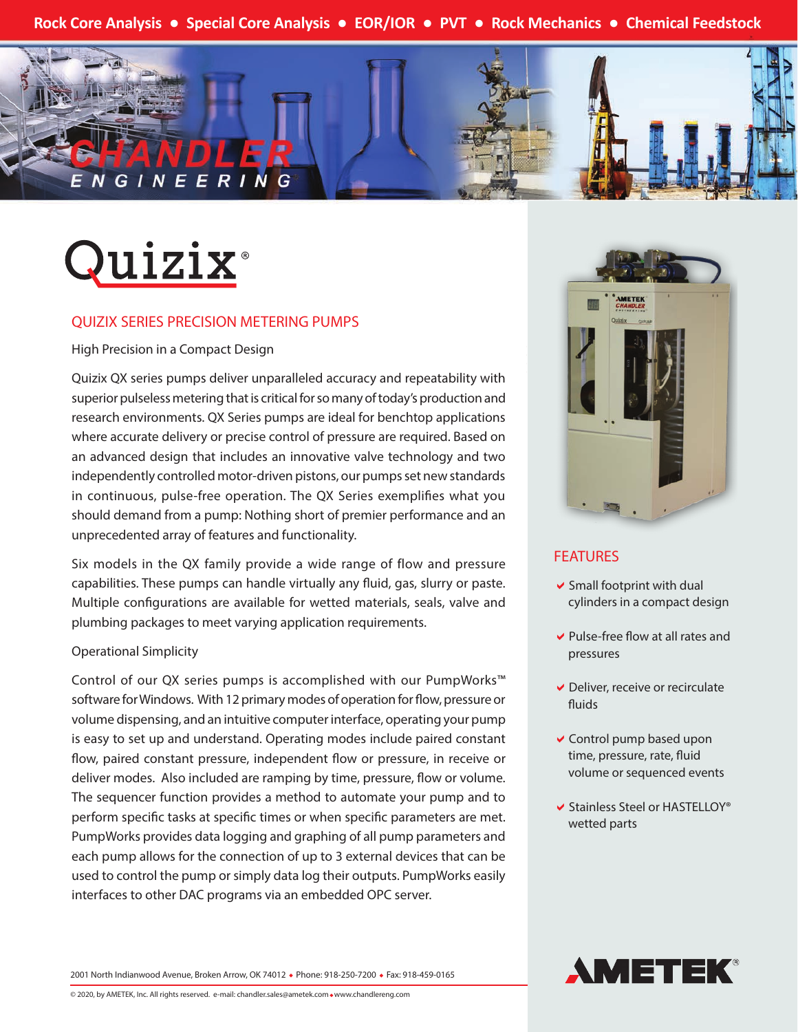Rock Core Analysis • Special Core Analysis • EOR/IOR • PVT • Rock Mechanics • Chemical Feedstock

# Quizix®

## QUIZIX SERIES PRECISION METERING PUMPS

### High Precision in a Compact Design

Quizix QX series pumps deliver unparalleled accuracy and repeatability with superior pulseless metering that is critical for so many of today's production and research environments. QX Series pumps are ideal for benchtop applications where accurate delivery or precise control of pressure are required. Based on an advanced design that includes an innovative valve technology and two independently controlled motor-driven pistons, our pumps set new standards in continuous, pulse-free operation. The QX Series exemplifies what you should demand from a pump: Nothing short of premier performance and an unprecedented array of features and functionality.

Six models in the QX family provide a wide range of flow and pressure capabilities. These pumps can handle virtually any fluid, gas, slurry or paste. Multiple configurations are available for wetted materials, seals, valve and plumbing packages to meet varying application requirements.

### Operational Simplicity

Control of our QX series pumps is accomplished with our PumpWorks™ software for Windows. With 12 primary modes of operation for flow, pressure or volume dispensing, and an intuitive computer interface, operating your pump is easy to set up and understand. Operating modes include paired constant flow, paired constant pressure, independent flow or pressure, in receive or deliver modes. Also included are ramping by time, pressure, flow or volume. The sequencer function provides a method to automate your pump and to perform specific tasks at specific times or when specific parameters are met. PumpWorks provides data logging and graphing of all pump parameters and each pump allows for the connection of up to 3 external devices that can be used to control the pump or simply data log their outputs. PumpWorks easily interfaces to other DAC programs via an embedded OPC server.

## FEATURES

- Small footprint with dual cylinders in a compact design
- Pulse-free flow at all rates and pressures
- Deliver, receive or recirculate fluids
- Control pump based upon time, pressure, rate, fluid volume or sequenced events
- Stainless Steel or HASTELLOY® wetted parts

2001 North Indianwood Avenue, Broken Arrow, OK 74012 ◆ Phone: 918-250-7200 ◆ Fax: 918-459-0165

© 2020, by AMETEK, Inc. All rights reserved. e-mail: chandler.sales@ametek.com ◆ www.chandlereng.com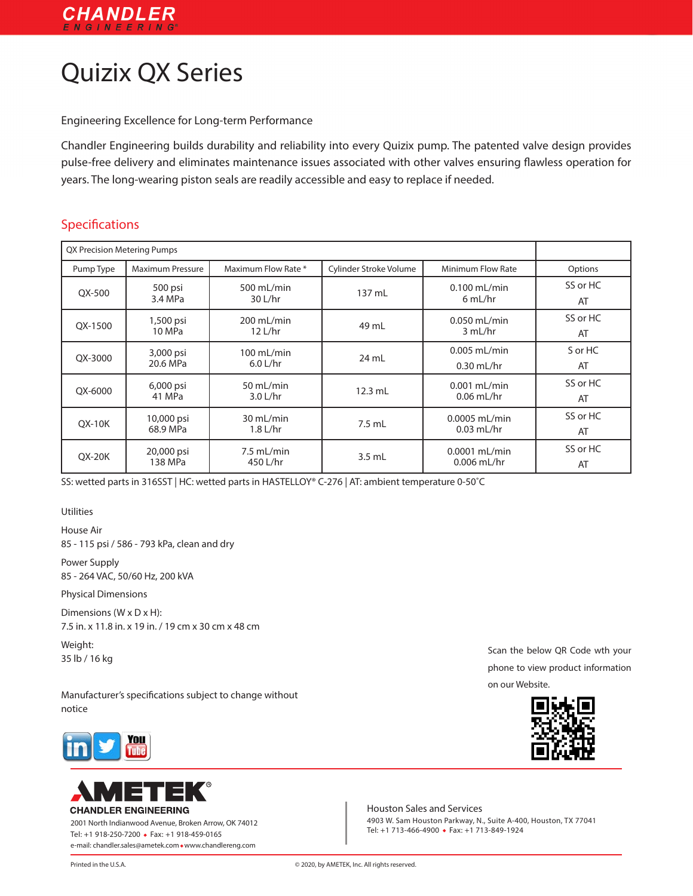# Quizix QX Series

Engineering Excellence for Long-term Performance

Chandler Engineering builds durability and reliability into every Quizix pump. The patented valve design provides pulse-free delivery and eliminates maintenance issues associated with other valves ensuring flawless operation for years. The long-wearing piston seals are readily accessible and easy to replace if needed.

## Specifications

| QX Precision Metering Pumps | | | | | |
|---|---|---|---|---|---|
| Pump Type | Maximum Pressure | Maximum Flow Rate * | Cylinder Stroke Volume | Minimum Flow Rate | Options |
| QX-500 | 500 psi<br>3.4 MPa | 500 mL/min<br>30 L/hr | 137 mL | 0.100 mL/min<br>6 mL/hr | SS or HC<br>AT |
| QX-1500 | 1,500 psi<br>10 MPa | 200 mL/min<br>12 L/hr | 49 mL | 0.050 mL/min<br>3 mL/hr | SS or HC<br>AT |
| QX-3000 | 3,000 psi<br>20.6 MPa | 100 mL/min<br>6.0 L/hr | 24 mL | 0.005 mL/min<br>0.30 mL/hr | S or HC<br>AT |
| QX-6000 | 6,000 psi<br>41 MPa | 50 mL/min<br>3.0 L/hr | 12.3 mL | 0.001 mL/min<br>0.06 mL/hr | SS or HC<br>AT |
| QX-10K | 10,000 psi<br>68.9 MPa | 30 mL/min<br>1.8 L/hr | 7.5 mL | 0.0005 mL/min<br>0.03 mL/hr | SS or HC<br>AT |
| QX-20K | 20,000 psi<br>138 MPa | 7.5 mL/min<br>450 L/hr | 3.5 mL | 0.0001 mL/min<br>0.006 mL/hr | SS or HC<br>AT |

SS: wetted parts in 316SST | HC: wetted parts in HASTELLOY® C-276 | AT: ambient temperature 0-50˚C

Utilities

House Air
85 - 115 psi / 586 - 793 kPa, clean and dry

Power Supply
85 - 264 VAC, 50/60 Hz, 200 kVA

Physical Dimensions

Dimensions (W x D x H):
7.5 in. x 11.8 in. x 19 in. / 19 cm x 30 cm x 48 cm

Weight:
35 lb / 16 kg

Manufacturer's specifications subject to change without notice

Scan the below QR Code wth your phone to view product information on our Website.

AMETEK®
**CHANDLER ENGINEERING**
2001 North Indianwood Avenue, Broken Arrow, OK 74012
Tel: +1 918-250-7200 ◆ Fax: +1 918-459-0165
e-mail: chandler.sales@ametek.com ◆ www.chandlereng.com

Houston Sales and Services
4903 W. Sam Houston Parkway, N., Suite A-400, Houston, TX 77041
Tel: +1 713-466-4900 ◆ Fax: +1 713-849-1924

Printed in the U.S.A.

© 2020, by AMETEK, Inc. All rights reserved.